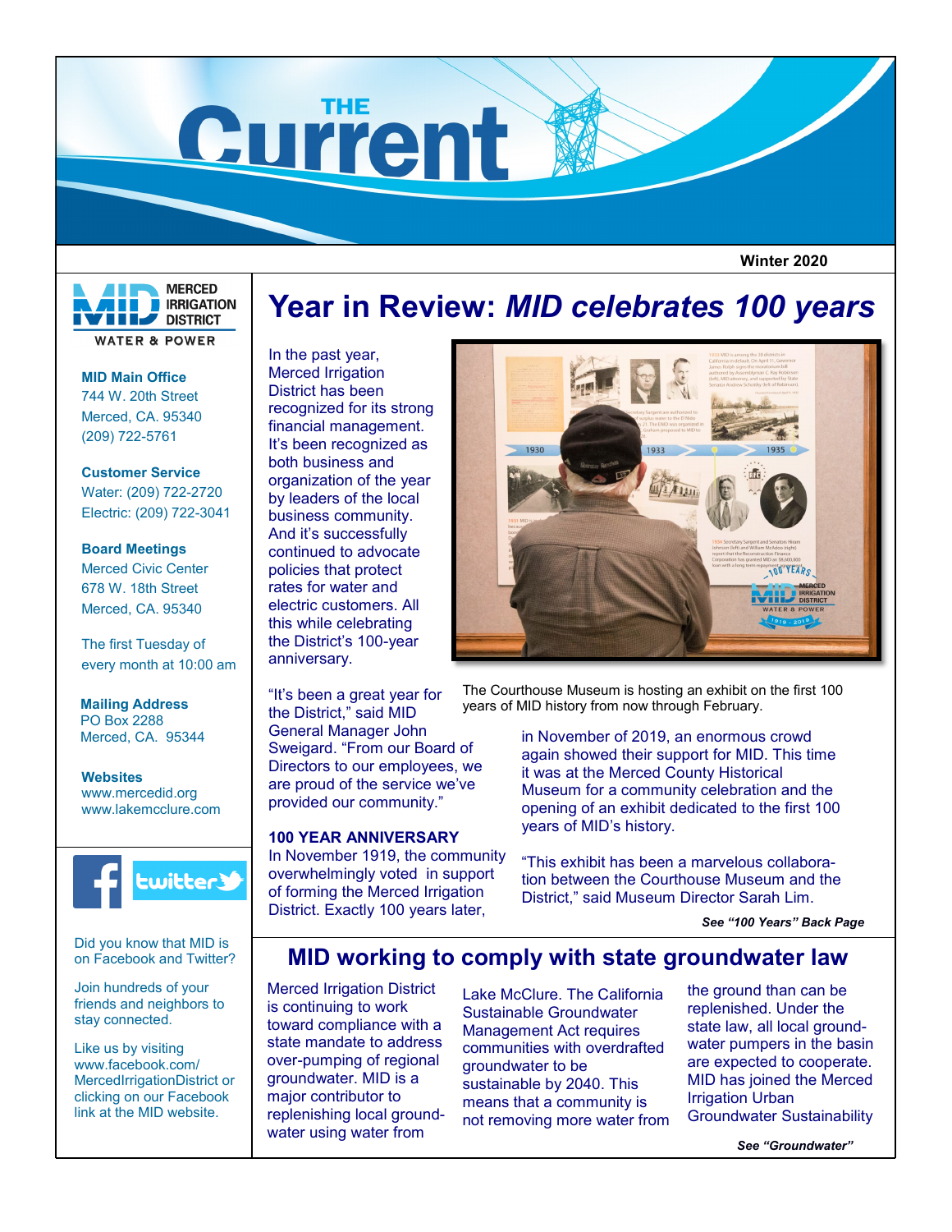# THE Current

Winter 2020

MERCED IRRIGATION DISTRICT
WATER & POWER

**MID Main Office**
744 W. 20th Street
Merced, CA. 95340
(209) 722-5761

**Customer Service**
Water: (209) 722-2720
Electric: (209) 722-3041

**Board Meetings**
Merced Civic Center
678 W. 18th Street
Merced, CA. 95340

The first Tuesday of every month at 10:00 am

**Mailing Address**
PO Box 2288
Merced, CA. 95344

**Websites**
www.mercedid.org
www.lakemcclure.com

Did you know that MID is on Facebook and Twitter?

Join hundreds of your friends and neighbors to stay connected.

Like us by visiting www.facebook.com/MercedIrrigationDistrict or clicking on our Facebook link at the MID website.

## Year in Review: *MID celebrates 100 years*

In the past year, Merced Irrigation District has been recognized for its strong financial management. It's been recognized as both business and organization of the year by leaders of the local business community. And it's successfully continued to advocate policies that protect rates for water and electric customers. All this while celebrating the District's 100-year anniversary.

"It's been a great year for the District," said MID General Manager John Sweigard. "From our Board of Directors to our employees, we are proud of the service we've provided our community."

The Courthouse Museum is hosting an exhibit on the first 100 years of MID history from now through February.

**100 YEAR ANNIVERSARY**

In November 1919, the community overwhelmingly voted in support of forming the Merced Irrigation District. Exactly 100 years later, in November of 2019, an enormous crowd again showed their support for MID. This time it was at the Merced County Historical Museum for a community celebration and the opening of an exhibit dedicated to the first 100 years of MID's history.

"This exhibit has been a marvelous collaboration between the Courthouse Museum and the District," said Museum Director Sarah Lim.

***See "100 Years" Back Page***

## MID working to comply with state groundwater law

Merced Irrigation District is continuing to work toward compliance with a state mandate to address over-pumping of regional groundwater. MID is a major contributor to replenishing local groundwater using water from Lake McClure. The California Sustainable Groundwater Management Act requires communities with overdrafted groundwater to be sustainable by 2040. This means that a community is not removing more water from the ground than can be replenished. Under the state law, all local groundwater pumpers in the basin are expected to cooperate. MID has joined the Merced Irrigation Urban Groundwater Sustainability

***See "Groundwater"***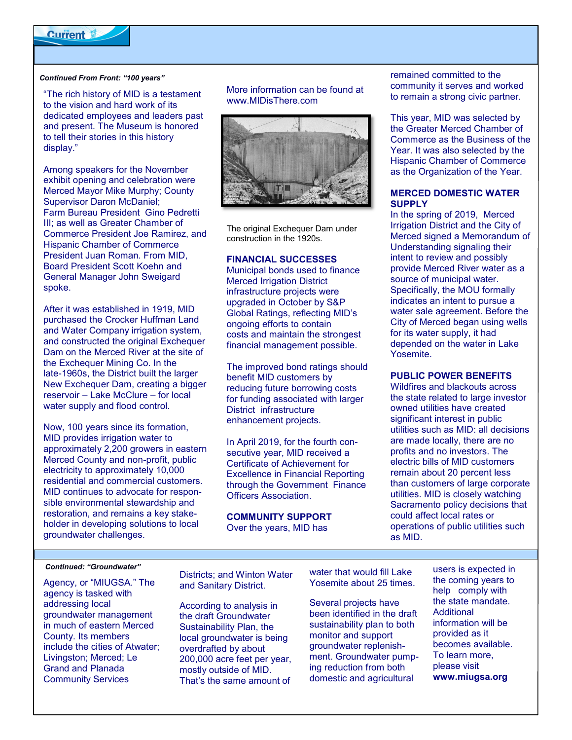*Continued From Front: "100 years"*

"The rich history of MID is a testament to the vision and hard work of its dedicated employees and leaders past and present. The Museum is honored to tell their stories in this history display."

Among speakers for the November exhibit opening and celebration were Merced Mayor Mike Murphy; County Supervisor Daron McDaniel; Farm Bureau President Gino Pedretti III; as well as Greater Chamber of Commerce President Joe Ramirez, and Hispanic Chamber of Commerce President Juan Roman. From MID, Board President Scott Koehn and General Manager John Sweigard spoke.

After it was established in 1919, MID purchased the Crocker Huffman Land and Water Company irrigation system, and constructed the original Exchequer Dam on the Merced River at the site of the Exchequer Mining Co. In the late-1960s, the District built the larger New Exchequer Dam, creating a bigger reservoir – Lake McClure – for local water supply and flood control.

Now, 100 years since its formation, MID provides irrigation water to approximately 2,200 growers in eastern Merced County and non-profit, public electricity to approximately 10,000 residential and commercial customers. MID continues to advocate for responsible environmental stewardship and restoration, and remains a key stakeholder in developing solutions to local groundwater challenges.

More information can be found at www.MIDisThere.com

The original Exchequer Dam under construction in the 1920s.

**FINANCIAL SUCCESSES**

Municipal bonds used to finance Merced Irrigation District infrastructure projects were upgraded in October by S&P Global Ratings, reflecting MID's ongoing efforts to contain costs and maintain the strongest financial management possible.

The improved bond ratings should benefit MID customers by reducing future borrowing costs for funding associated with larger District infrastructure enhancement projects.

In April 2019, for the fourth consecutive year, MID received a Certificate of Achievement for Excellence in Financial Reporting through the Government Finance Officers Association.

**COMMUNITY SUPPORT**

Over the years, MID has remained committed to the community it serves and worked to remain a strong civic partner.

This year, MID was selected by the Greater Merced Chamber of Commerce as the Business of the Year. It was also selected by the Hispanic Chamber of Commerce as the Organization of the Year.

**MERCED DOMESTIC WATER SUPPLY**

In the spring of 2019, Merced Irrigation District and the City of Merced signed a Memorandum of Understanding signaling their intent to review and possibly provide Merced River water as a source of municipal water. Specifically, the MOU formally indicates an intent to pursue a water sale agreement. Before the City of Merced began using wells for its water supply, it had depended on the water in Lake Yosemite.

**PUBLIC POWER BENEFITS**

Wildfires and blackouts across the state related to large investor owned utilities have created significant interest in public utilities such as MID: all decisions are made locally, there are no profits and no investors. The electric bills of MID customers remain about 20 percent less than customers of large corporate utilities. MID is closely watching Sacramento policy decisions that could affect local rates or operations of public utilities such as MID.

*Continued: "Groundwater"*

Agency, or "MIUGSA." The agency is tasked with addressing local groundwater management in much of eastern Merced County. Its members include the cities of Atwater; Livingston; Merced; Le Grand and Planada Community Services Districts; and Winton Water and Sanitary District.

According to analysis in the draft Groundwater Sustainability Plan, the local groundwater is being overdrafted by about 200,000 acre feet per year, mostly outside of MID. That's the same amount of water that would fill Lake Yosemite about 25 times.

Several projects have been identified in the draft sustainability plan to both monitor and support groundwater replenishment. Groundwater pumping reduction from both domestic and agricultural users is expected in the coming years to help comply with the state mandate. Additional information will be provided as it becomes available. To learn more, please visit **www.miugsa.org**